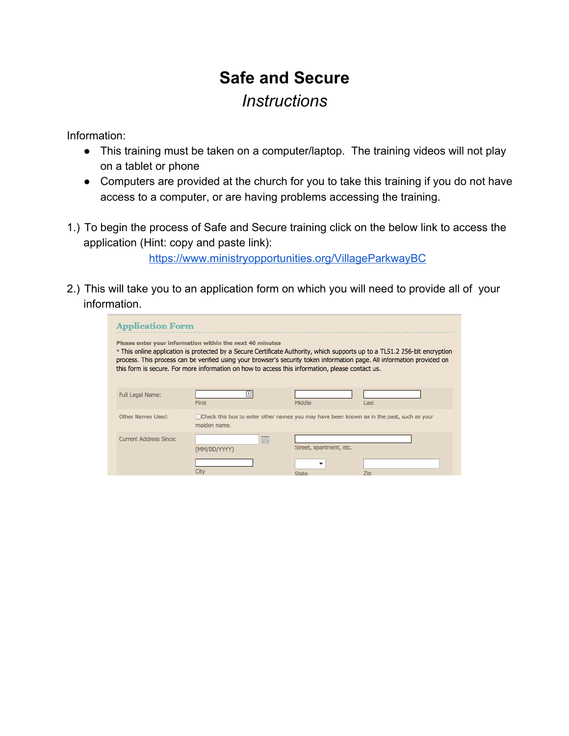# Safe and Secure

*Instructions*

Information:

- This training must be taken on a computer/laptop. The training videos will not play on a tablet or phone
- Computers are provided at the church for you to take this training if you do not have access to a computer, or are having problems accessing the training.

1.) To begin the process of Safe and Secure training click on the below link to access the application (Hint: copy and paste link):

[https://www.ministryopportunities.org/VillageParkwayBC](https://www.ministryopportunities.org/VillageParkwayBC)

2.) This will take you to an application form on which you will need to provide all of your information.

**Application Form**

**Please enter your information within the next 40 minutes**

* This online application is protected by a Secure Certificate Authority, which supports up to a TLS1.2 256-bit encryption process. This process can be verified using your browser's security token information page. All information provided on this form is secure. For more information on how to access this information, please contact us.

| | | | |
|---|---|---|---|
| Full Legal Name: | First | Middle | Last |
| Other Names Used: | Check this box to enter other names you may have been known as in the past, such as your maiden name. | | |
| Current Address Since: | (MM/DD/YYYY) | Street, apartment, etc. | |
| | City | State | Zip |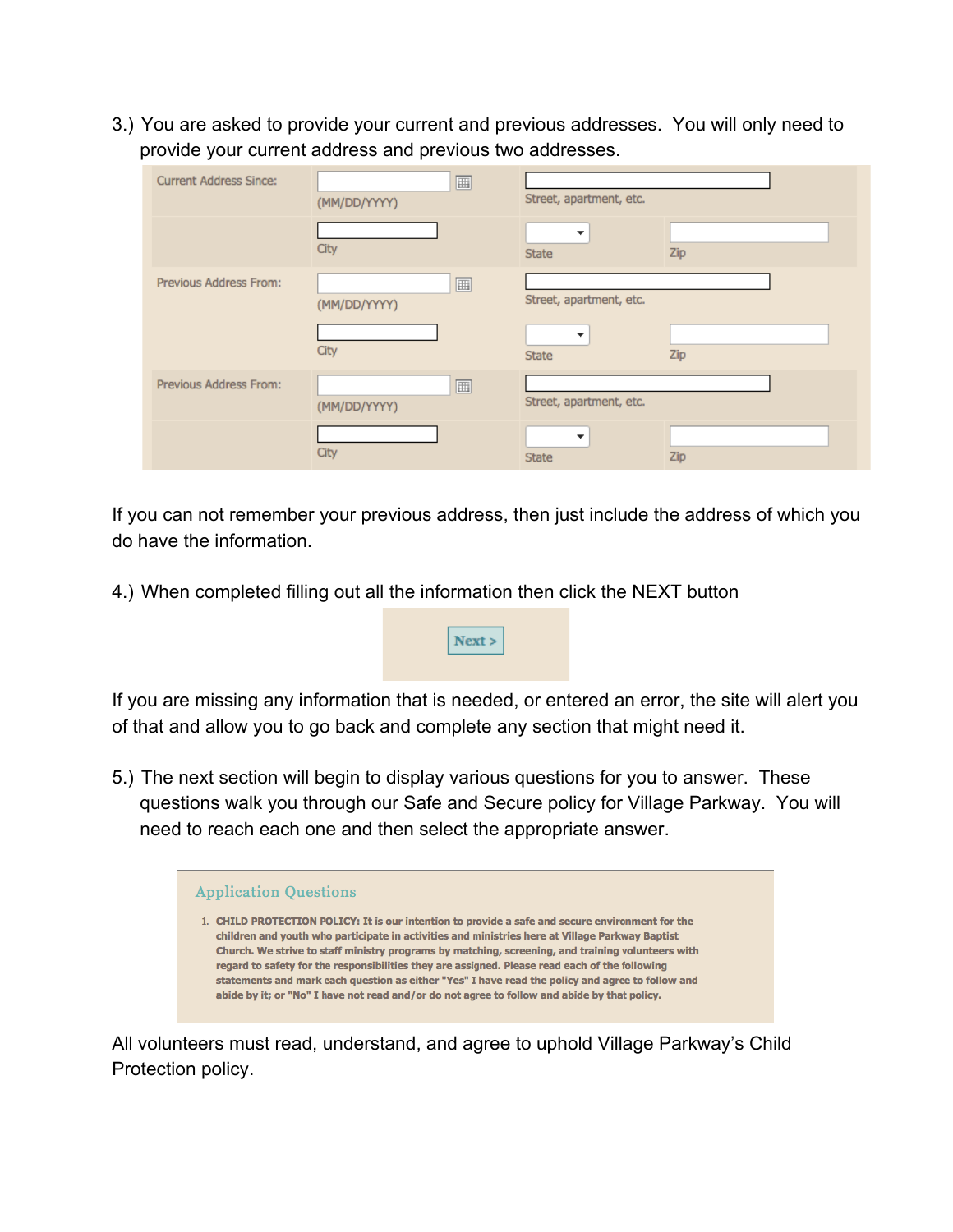3.) You are asked to provide your current and previous addresses. You will only need to provide your current address and previous two addresses.

| | | |
|---|---|---|
| Current Address Since: | (MM/DD/YYYY) | Street, apartment, etc. |
| | City | State | Zip |
| Previous Address From: | (MM/DD/YYYY) | Street, apartment, etc. |
| | City | State | Zip |
| Previous Address From: | (MM/DD/YYYY) | Street, apartment, etc. |
| | City | State | Zip |

If you can not remember your previous address, then just include the address of which you do have the information.

4.) When completed filling out all the information then click the NEXT button

Next >

If you are missing any information that is needed, or entered an error, the site will alert you of that and allow you to go back and complete any section that might need it.

5.) The next section will begin to display various questions for you to answer. These questions walk you through our Safe and Secure policy for Village Parkway. You will need to reach each one and then select the appropriate answer.

**Application Questions**

1. **CHILD PROTECTION POLICY: It is our intention to provide a safe and secure environment for the children and youth who participate in activities and ministries here at Village Parkway Baptist Church. We strive to staff ministry programs by matching, screening, and training volunteers with regard to safety for the responsibilities they are assigned. Please read each of the following statements and mark each question as either "Yes" I have read the policy and agree to follow and abide by it; or "No" I have not read and/or do not agree to follow and abide by that policy.**

All volunteers must read, understand, and agree to uphold Village Parkway's Child Protection policy.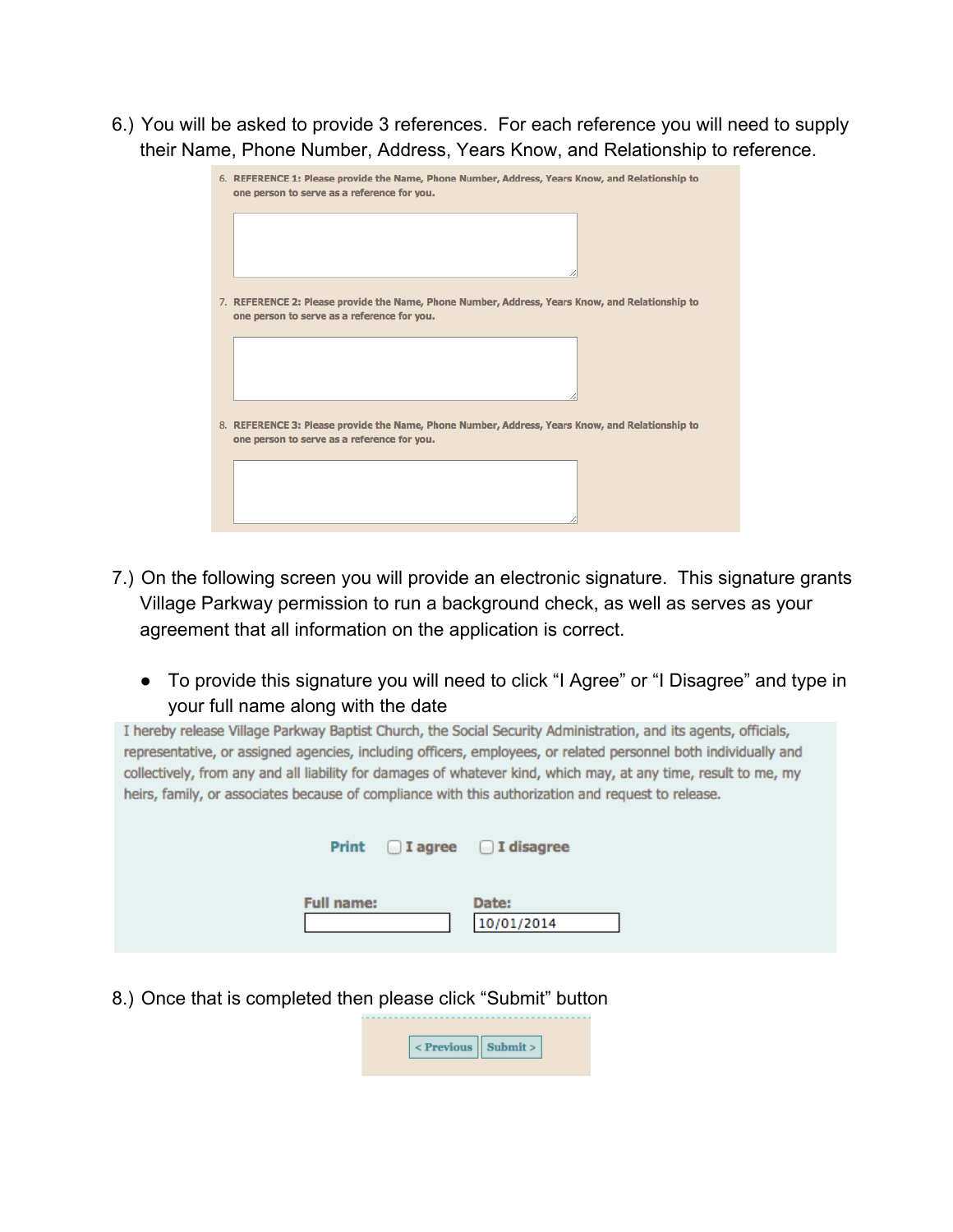6.) You will be asked to provide 3 references. For each reference you will need to supply their Name, Phone Number, Address, Years Know, and Relationship to reference.

6. **REFERENCE 1: Please provide the Name, Phone Number, Address, Years Know, and Relationship to one person to serve as a reference for you.**

7. **REFERENCE 2: Please provide the Name, Phone Number, Address, Years Know, and Relationship to one person to serve as a reference for you.**

8. **REFERENCE 3: Please provide the Name, Phone Number, Address, Years Know, and Relationship to one person to serve as a reference for you.**

7.) On the following screen you will provide an electronic signature. This signature grants Village Parkway permission to run a background check, as well as serves as your agreement that all information on the application is correct.

- To provide this signature you will need to click "I Agree" or "I Disagree" and type in your full name along with the date

I hereby release Village Parkway Baptist Church, the Social Security Administration, and its agents, officials, representative, or assigned agencies, including officers, employees, or related personnel both individually and collectively, from any and all liability for damages of whatever kind, which may, at any time, result to me, my heirs, family, or associates because of compliance with this authorization and request to release.

**Print** ☐ **I agree** ☐ **I disagree**

**Full name:** ______ **Date:** 10/01/2014

8.) Once that is completed then please click "Submit" button

< Previous | Submit >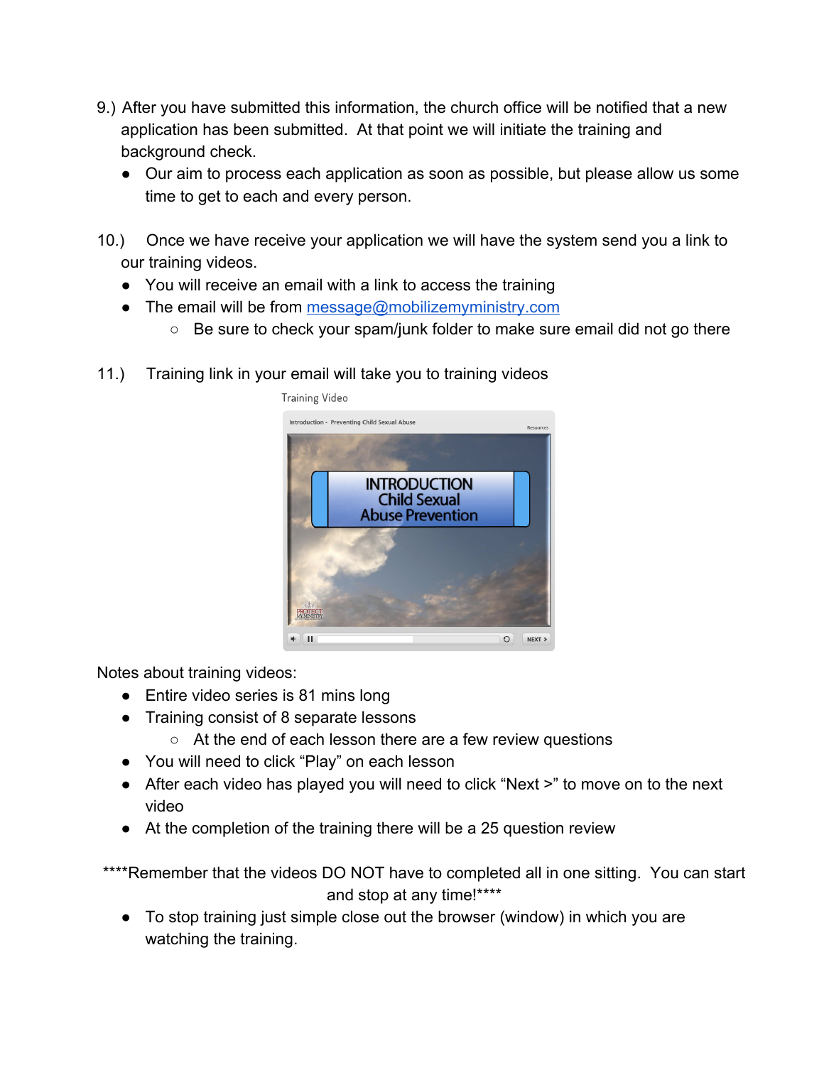9.) After you have submitted this information, the church office will be notified that a new application has been submitted. At that point we will initiate the training and background check.

- Our aim to process each application as soon as possible, but please allow us some time to get to each and every person.

10.) Once we have receive your application we will have the system send you a link to our training videos.

- You will receive an email with a link to access the training
- The email will be from message@mobilizemyministry.com
  - Be sure to check your spam/junk folder to make sure email did not go there

11.) Training link in your email will take you to training videos

Notes about training videos:

- Entire video series is 81 mins long
- Training consist of 8 separate lessons
  - At the end of each lesson there are a few review questions
- You will need to click "Play" on each lesson
- After each video has played you will need to click "Next >" to move on to the next video
- At the completion of the training there will be a 25 question review

****Remember that the videos DO NOT have to completed all in one sitting. You can start and stop at any time!****

- To stop training just simple close out the browser (window) in which you are watching the training.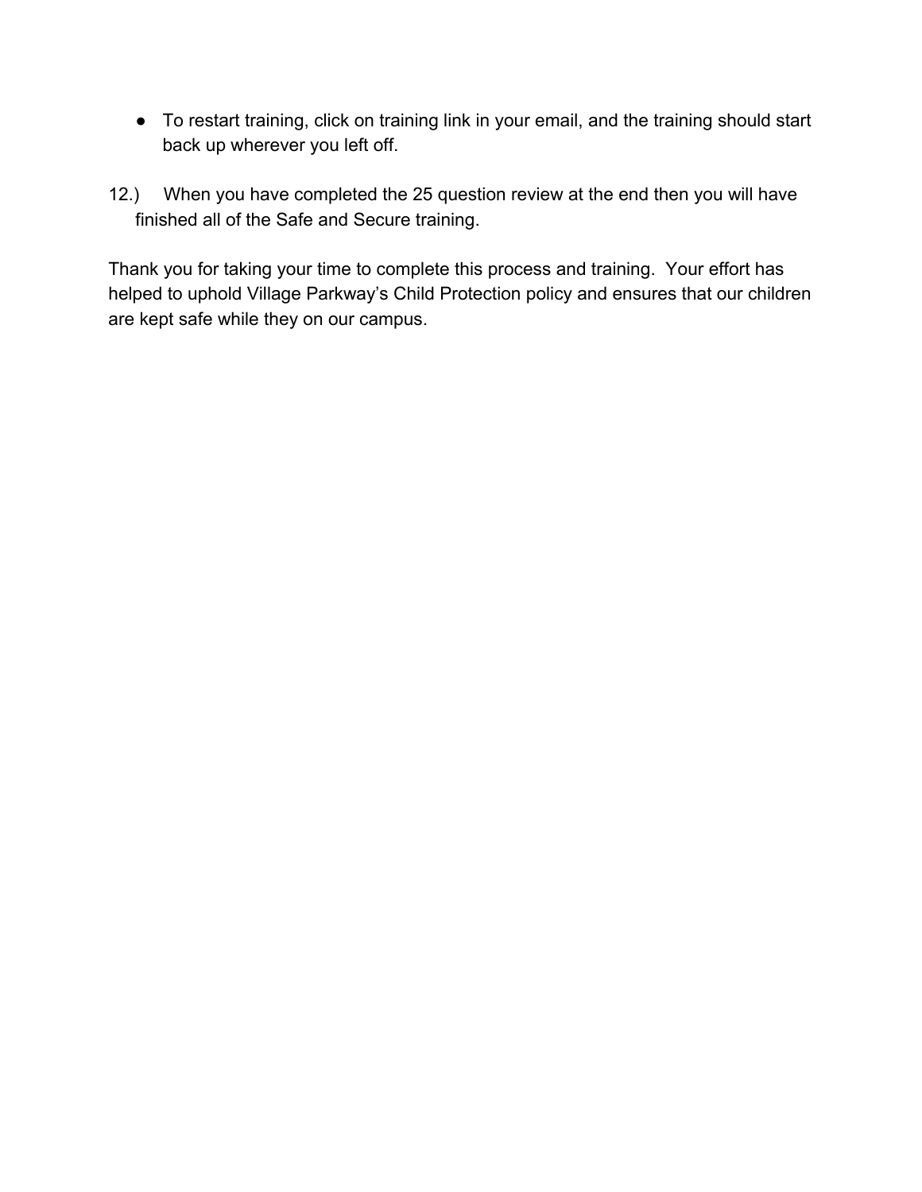- To restart training, click on training link in your email, and the training should start back up wherever you left off.

12.) When you have completed the 25 question review at the end then you will have finished all of the Safe and Secure training.

Thank you for taking your time to complete this process and training. Your effort has helped to uphold Village Parkway's Child Protection policy and ensures that our children are kept safe while they on our campus.